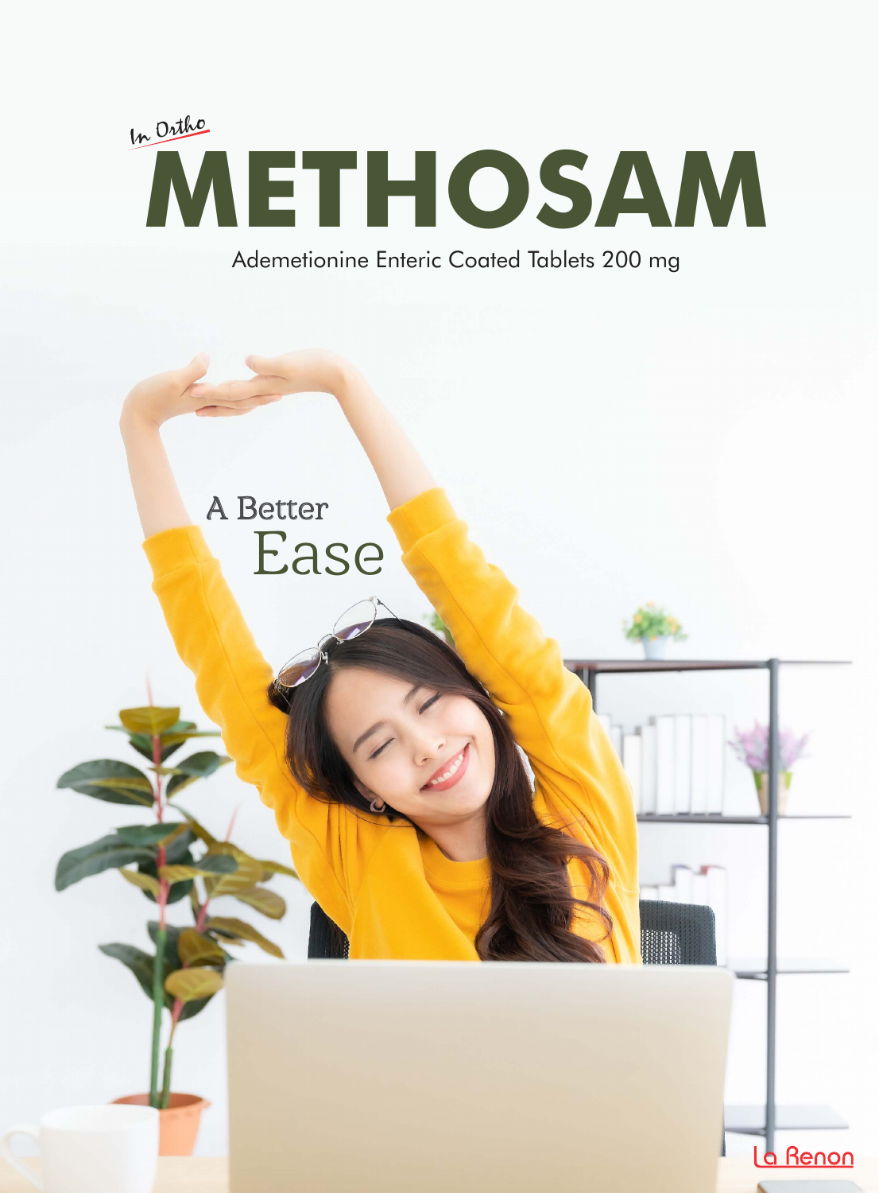In Ortho

# METHOSAM

Ademetionine Enteric Coated Tablets 200 mg

A Better
Ease

La Renon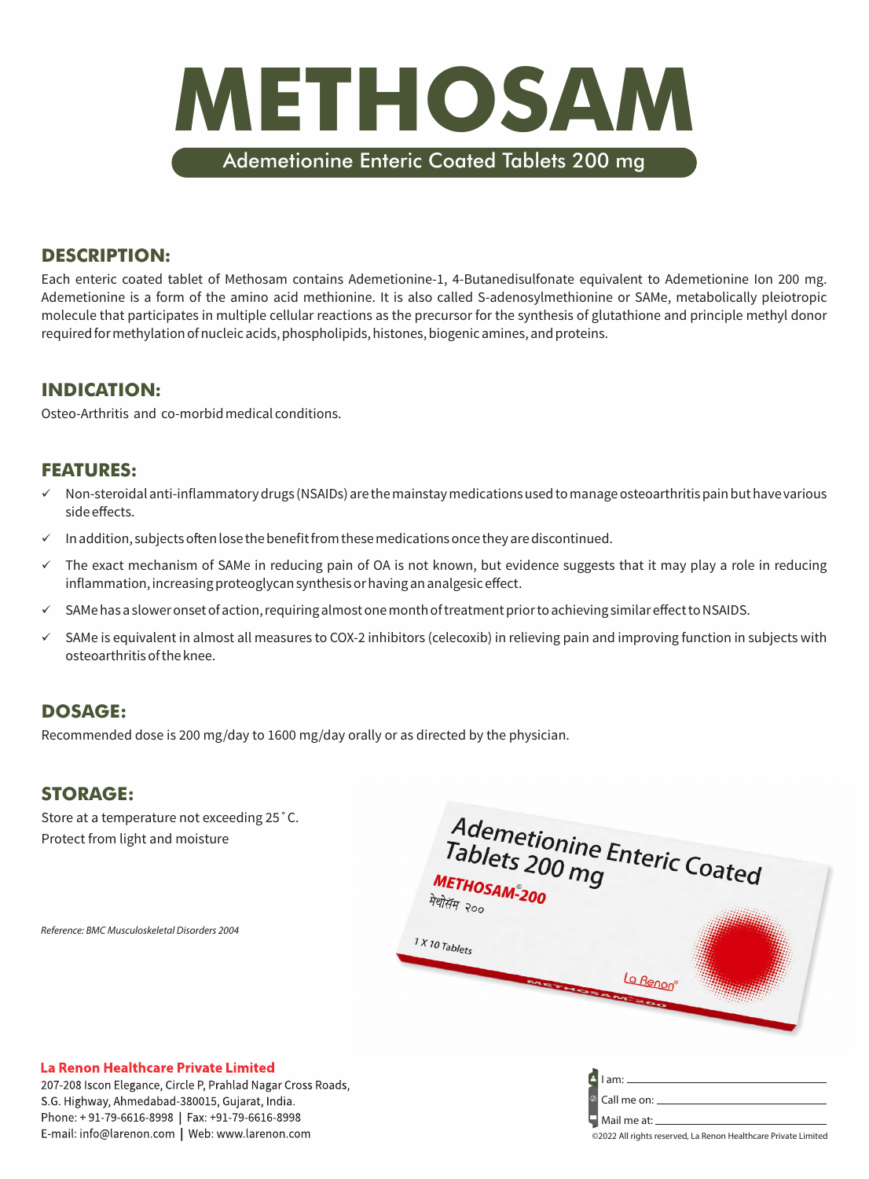# METHOSAM

Ademetionine Enteric Coated Tablets 200 mg

## DESCRIPTION:

Each enteric coated tablet of Methosam contains Ademetionine-1, 4-Butanedisulfonate equivalent to Ademetionine Ion 200 mg. Ademetionine is a form of the amino acid methionine. It is also called S-adenosylmethionine or SAMe, metabolically pleiotropic molecule that participates in multiple cellular reactions as the precursor for the synthesis of glutathione and principle methyl donor required for methylation of nucleic acids, phospholipids, histones, biogenic amines, and proteins.

## INDICATION:

Osteo-Arthritis and co-morbid medical conditions.

## FEATURES:

- ✓ Non-steroidal anti-inflammatory drugs (NSAIDs) are the mainstay medications used to manage osteoarthritis pain but have various side effects.
- ✓ In addition, subjects often lose the benefit from these medications once they are discontinued.
- ✓ The exact mechanism of SAMe in reducing pain of OA is not known, but evidence suggests that it may play a role in reducing inflammation, increasing proteoglycan synthesis or having an analgesic effect.
- ✓ SAMe has a slower onset of action, requiring almost one month of treatment prior to achieving similar effect to NSAIDS.
- ✓ SAMe is equivalent in almost all measures to COX-2 inhibitors (celecoxib) in relieving pain and improving function in subjects with osteoarthritis of the knee.

## DOSAGE:

Recommended dose is 200 mg/day to 1600 mg/day orally or as directed by the physician.

## STORAGE:

Store at a temperature not exceeding 25˚C.
Protect from light and moisture

*Reference: BMC Musculoskeletal Disorders 2004*

Ademetionine Enteric Coated Tablets 200 mg
METHOSAM®-200
मेथोसॅम २००
1 X 10 Tablets
La Renon®

**La Renon Healthcare Private Limited**
207-208 Iscon Elegance, Circle P, Prahlad Nagar Cross Roads,
S.G. Highway, Ahmedabad-380015, Gujarat, India.
Phone: + 91-79-6616-8998 | Fax: +91-79-6616-8998
E-mail: info@larenon.com | Web: www.larenon.com

I am: ____________________
Call me on: ____________________
Mail me at: ____________________

©2022 All rights reserved, La Renon Healthcare Private Limited